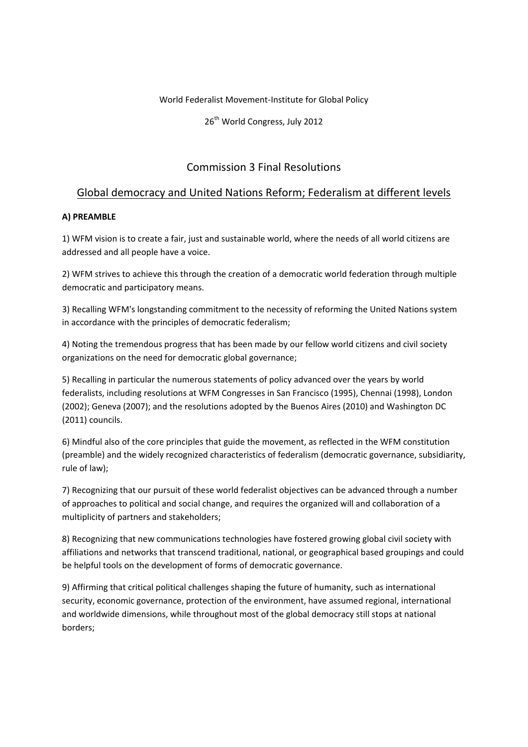World Federalist Movement-Institute for Global Policy

26th World Congress, July 2012

# Commission 3 Final Resolutions

## Global democracy and United Nations Reform; Federalism at different levels

**A) PREAMBLE**

1) WFM vision is to create a fair, just and sustainable world, where the needs of all world citizens are addressed and all people have a voice.

2) WFM strives to achieve this through the creation of a democratic world federation through multiple democratic and participatory means.

3) Recalling WFM's longstanding commitment to the necessity of reforming the United Nations system in accordance with the principles of democratic federalism;

4) Noting the tremendous progress that has been made by our fellow world citizens and civil society organizations on the need for democratic global governance;

5) Recalling in particular the numerous statements of policy advanced over the years by world federalists, including resolutions at WFM Congresses in San Francisco (1995), Chennai (1998), London (2002); Geneva (2007); and the resolutions adopted by the Buenos Aires (2010) and Washington DC (2011) councils.

6) Mindful also of the core principles that guide the movement, as reflected in the WFM constitution (preamble) and the widely recognized characteristics of federalism (democratic governance, subsidiarity, rule of law);

7) Recognizing that our pursuit of these world federalist objectives can be advanced through a number of approaches to political and social change, and requires the organized will and collaboration of a multiplicity of partners and stakeholders;

8) Recognizing that new communications technologies have fostered growing global civil society with affiliations and networks that transcend traditional, national, or geographical based groupings and could be helpful tools on the development of forms of democratic governance.

9) Affirming that critical political challenges shaping the future of humanity, such as international security, economic governance, protection of the environment, have assumed regional, international and worldwide dimensions, while throughout most of the global democracy still stops at national borders;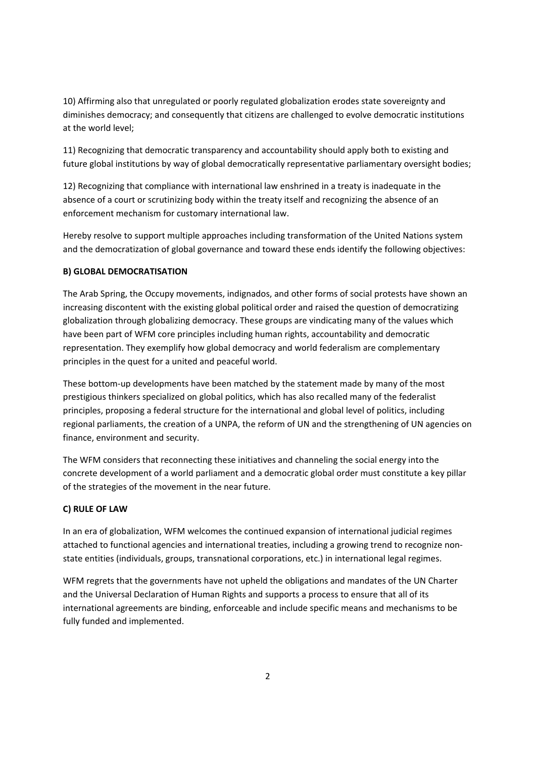10) Affirming also that unregulated or poorly regulated globalization erodes state sovereignty and diminishes democracy; and consequently that citizens are challenged to evolve democratic institutions at the world level;

11) Recognizing that democratic transparency and accountability should apply both to existing and future global institutions by way of global democratically representative parliamentary oversight bodies;

12) Recognizing that compliance with international law enshrined in a treaty is inadequate in the absence of a court or scrutinizing body within the treaty itself and recognizing the absence of an enforcement mechanism for customary international law.

Hereby resolve to support multiple approaches including transformation of the United Nations system and the democratization of global governance and toward these ends identify the following objectives:

**B) GLOBAL DEMOCRATISATION**

The Arab Spring, the Occupy movements, indignados, and other forms of social protests have shown an increasing discontent with the existing global political order and raised the question of democratizing globalization through globalizing democracy. These groups are vindicating many of the values which have been part of WFM core principles including human rights, accountability and democratic representation. They exemplify how global democracy and world federalism are complementary principles in the quest for a united and peaceful world.

These bottom-up developments have been matched by the statement made by many of the most prestigious thinkers specialized on global politics, which has also recalled many of the federalist principles, proposing a federal structure for the international and global level of politics, including regional parliaments, the creation of a UNPA, the reform of UN and the strengthening of UN agencies on finance, environment and security.

The WFM considers that reconnecting these initiatives and channeling the social energy into the concrete development of a world parliament and a democratic global order must constitute a key pillar of the strategies of the movement in the near future.

**C) RULE OF LAW**

In an era of globalization, WFM welcomes the continued expansion of international judicial regimes attached to functional agencies and international treaties, including a growing trend to recognize non-state entities (individuals, groups, transnational corporations, etc.) in international legal regimes.

WFM regrets that the governments have not upheld the obligations and mandates of the UN Charter and the Universal Declaration of Human Rights and supports a process to ensure that all of its international agreements are binding, enforceable and include specific means and mechanisms to be fully funded and implemented.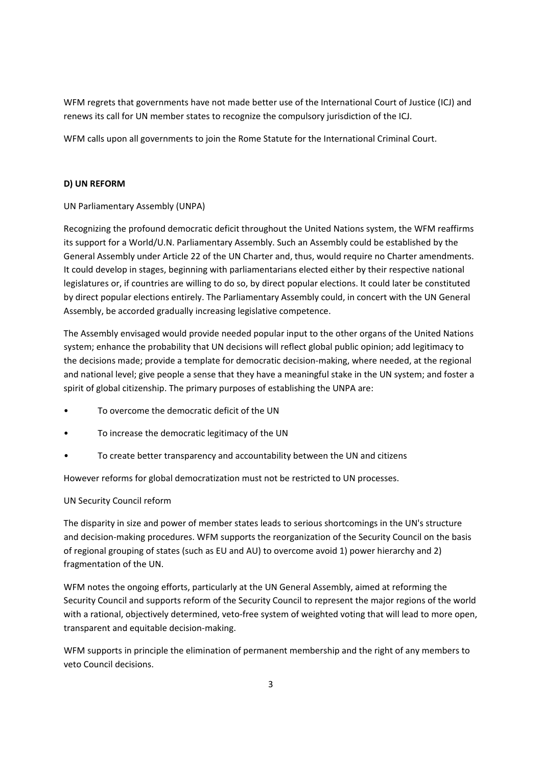WFM regrets that governments have not made better use of the International Court of Justice (ICJ) and renews its call for UN member states to recognize the compulsory jurisdiction of the ICJ.

WFM calls upon all governments to join the Rome Statute for the International Criminal Court.

**D) UN REFORM**

UN Parliamentary Assembly (UNPA)

Recognizing the profound democratic deficit throughout the United Nations system, the WFM reaffirms its support for a World/U.N. Parliamentary Assembly. Such an Assembly could be established by the General Assembly under Article 22 of the UN Charter and, thus, would require no Charter amendments. It could develop in stages, beginning with parliamentarians elected either by their respective national legislatures or, if countries are willing to do so, by direct popular elections. It could later be constituted by direct popular elections entirely. The Parliamentary Assembly could, in concert with the UN General Assembly, be accorded gradually increasing legislative competence.

The Assembly envisaged would provide needed popular input to the other organs of the United Nations system; enhance the probability that UN decisions will reflect global public opinion; add legitimacy to the decisions made; provide a template for democratic decision-making, where needed, at the regional and national level; give people a sense that they have a meaningful stake in the UN system; and foster a spirit of global citizenship. The primary purposes of establishing the UNPA are:

- To overcome the democratic deficit of the UN
- To increase the democratic legitimacy of the UN
- To create better transparency and accountability between the UN and citizens

However reforms for global democratization must not be restricted to UN processes.

UN Security Council reform

The disparity in size and power of member states leads to serious shortcomings in the UN's structure and decision-making procedures. WFM supports the reorganization of the Security Council on the basis of regional grouping of states (such as EU and AU) to overcome avoid 1) power hierarchy and 2) fragmentation of the UN.

WFM notes the ongoing efforts, particularly at the UN General Assembly, aimed at reforming the Security Council and supports reform of the Security Council to represent the major regions of the world with a rational, objectively determined, veto-free system of weighted voting that will lead to more open, transparent and equitable decision-making.

WFM supports in principle the elimination of permanent membership and the right of any members to veto Council decisions.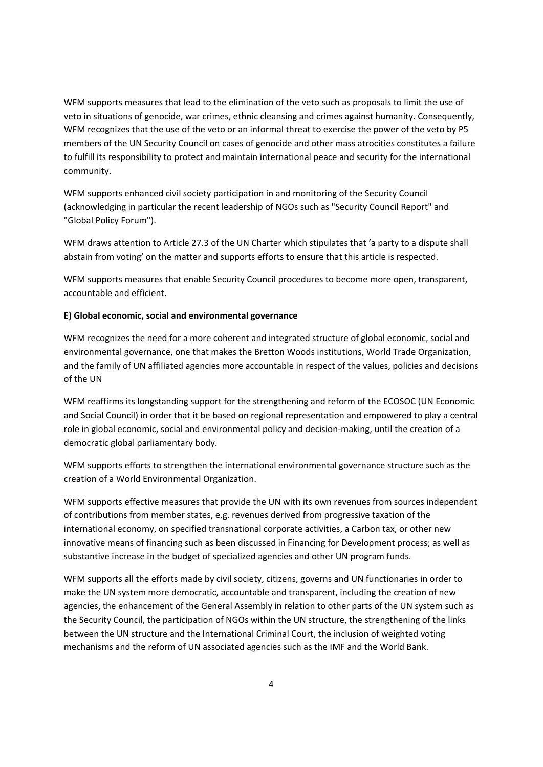WFM supports measures that lead to the elimination of the veto such as proposals to limit the use of veto in situations of genocide, war crimes, ethnic cleansing and crimes against humanity. Consequently, WFM recognizes that the use of the veto or an informal threat to exercise the power of the veto by P5 members of the UN Security Council on cases of genocide and other mass atrocities constitutes a failure to fulfill its responsibility to protect and maintain international peace and security for the international community.

WFM supports enhanced civil society participation in and monitoring of the Security Council (acknowledging in particular the recent leadership of NGOs such as "Security Council Report" and "Global Policy Forum").

WFM draws attention to Article 27.3 of the UN Charter which stipulates that 'a party to a dispute shall abstain from voting' on the matter and supports efforts to ensure that this article is respected.

WFM supports measures that enable Security Council procedures to become more open, transparent, accountable and efficient.

**E) Global economic, social and environmental governance**

WFM recognizes the need for a more coherent and integrated structure of global economic, social and environmental governance, one that makes the Bretton Woods institutions, World Trade Organization, and the family of UN affiliated agencies more accountable in respect of the values, policies and decisions of the UN

WFM reaffirms its longstanding support for the strengthening and reform of the ECOSOC (UN Economic and Social Council) in order that it be based on regional representation and empowered to play a central role in global economic, social and environmental policy and decision-making, until the creation of a democratic global parliamentary body.

WFM supports efforts to strengthen the international environmental governance structure such as the creation of a World Environmental Organization.

WFM supports effective measures that provide the UN with its own revenues from sources independent of contributions from member states, e.g. revenues derived from progressive taxation of the international economy, on specified transnational corporate activities, a Carbon tax, or other new innovative means of financing such as been discussed in Financing for Development process; as well as substantive increase in the budget of specialized agencies and other UN program funds.

WFM supports all the efforts made by civil society, citizens, governs and UN functionaries in order to make the UN system more democratic, accountable and transparent, including the creation of new agencies, the enhancement of the General Assembly in relation to other parts of the UN system such as the Security Council, the participation of NGOs within the UN structure, the strengthening of the links between the UN structure and the International Criminal Court, the inclusion of weighted voting mechanisms and the reform of UN associated agencies such as the IMF and the World Bank.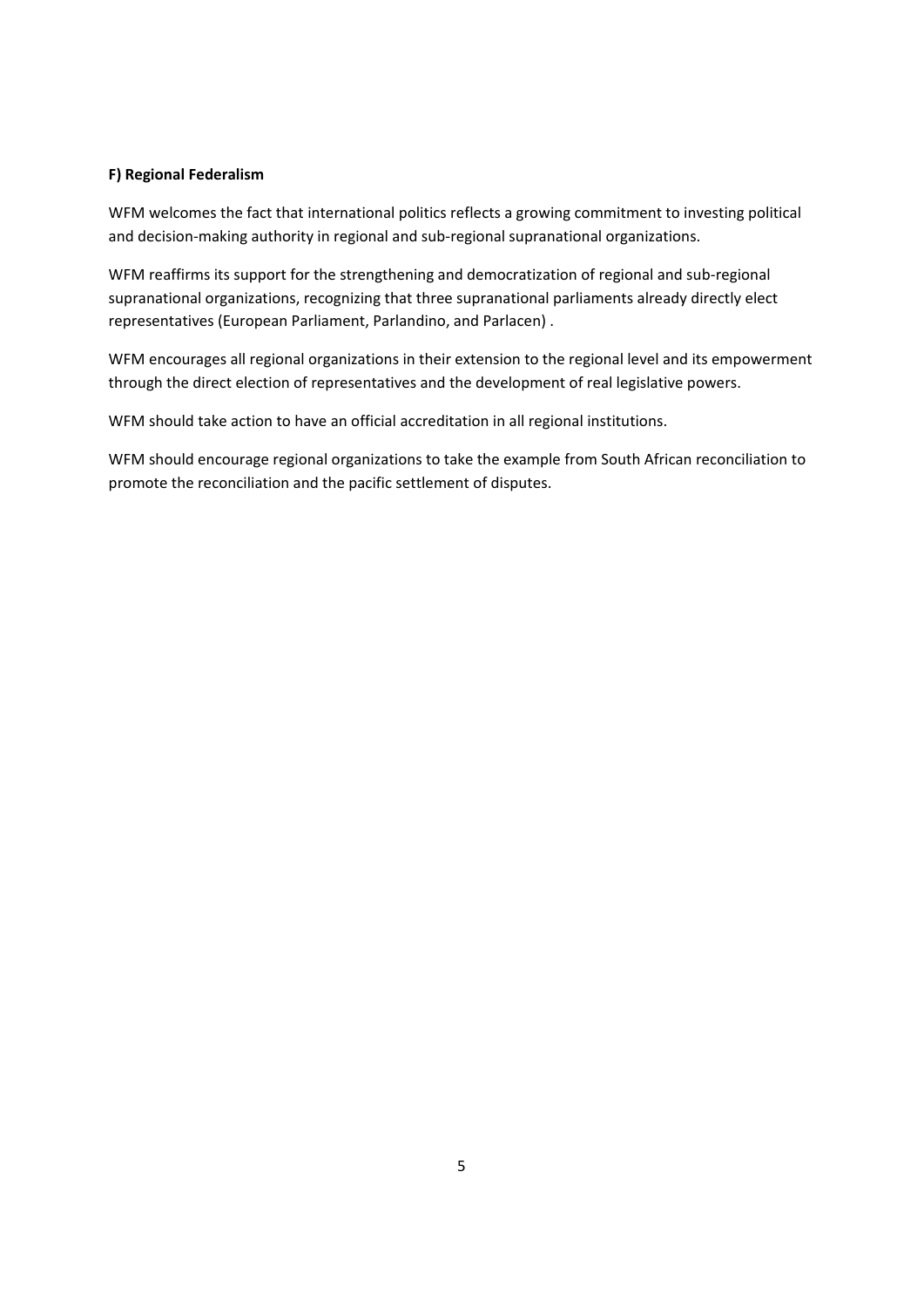**F) Regional Federalism**

WFM welcomes the fact that international politics reflects a growing commitment to investing political and decision-making authority in regional and sub-regional supranational organizations.

WFM reaffirms its support for the strengthening and democratization of regional and sub-regional supranational organizations, recognizing that three supranational parliaments already directly elect representatives (European Parliament, Parlandino, and Parlacen) .

WFM encourages all regional organizations in their extension to the regional level and its empowerment through the direct election of representatives and the development of real legislative powers.

WFM should take action to have an official accreditation in all regional institutions.

WFM should encourage regional organizations to take the example from South African reconciliation to promote the reconciliation and the pacific settlement of disputes.